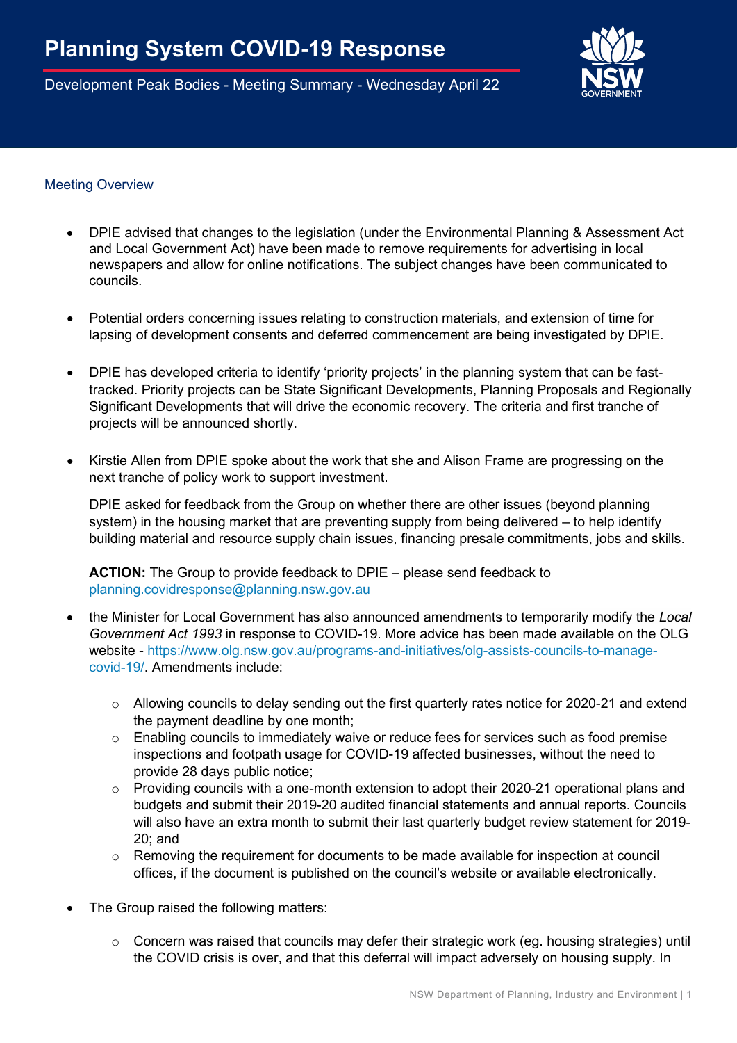# Planning System COVID-19 Response

Development Peak Bodies - Meeting Summary - Wednesday April 22

## Meeting Overview

- DPIE advised that changes to the legislation (under the Environmental Planning & Assessment Act and Local Government Act) have been made to remove requirements for advertising in local newspapers and allow for online notifications. The subject changes have been communicated to councils.

- Potential orders concerning issues relating to construction materials, and extension of time for lapsing of development consents and deferred commencement are being investigated by DPIE.

- DPIE has developed criteria to identify 'priority projects' in the planning system that can be fast-tracked. Priority projects can be State Significant Developments, Planning Proposals and Regionally Significant Developments that will drive the economic recovery. The criteria and first tranche of projects will be announced shortly.

- Kirstie Allen from DPIE spoke about the work that she and Alison Frame are progressing on the next tranche of policy work to support investment.

  DPIE asked for feedback from the Group on whether there are other issues (beyond planning system) in the housing market that are preventing supply from being delivered – to help identify building material and resource supply chain issues, financing presale commitments, jobs and skills.

  **ACTION:** The Group to provide feedback to DPIE – please send feedback to planning.covidresponse@planning.nsw.gov.au

- the Minister for Local Government has also announced amendments to temporarily modify the *Local Government Act 1993* in response to COVID-19. More advice has been made available on the OLG website - https://www.olg.nsw.gov.au/programs-and-initiatives/olg-assists-councils-to-manage-covid-19/. Amendments include:

  - Allowing councils to delay sending out the first quarterly rates notice for 2020-21 and extend the payment deadline by one month;
  - Enabling councils to immediately waive or reduce fees for services such as food premise inspections and footpath usage for COVID-19 affected businesses, without the need to provide 28 days public notice;
  - Providing councils with a one-month extension to adopt their 2020-21 operational plans and budgets and submit their 2019-20 audited financial statements and annual reports. Councils will also have an extra month to submit their last quarterly budget review statement for 2019-20; and
  - Removing the requirement for documents to be made available for inspection at council offices, if the document is published on the council's website or available electronically.

- The Group raised the following matters:

  - Concern was raised that councils may defer their strategic work (eg. housing strategies) until the COVID crisis is over, and that this deferral will impact adversely on housing supply. In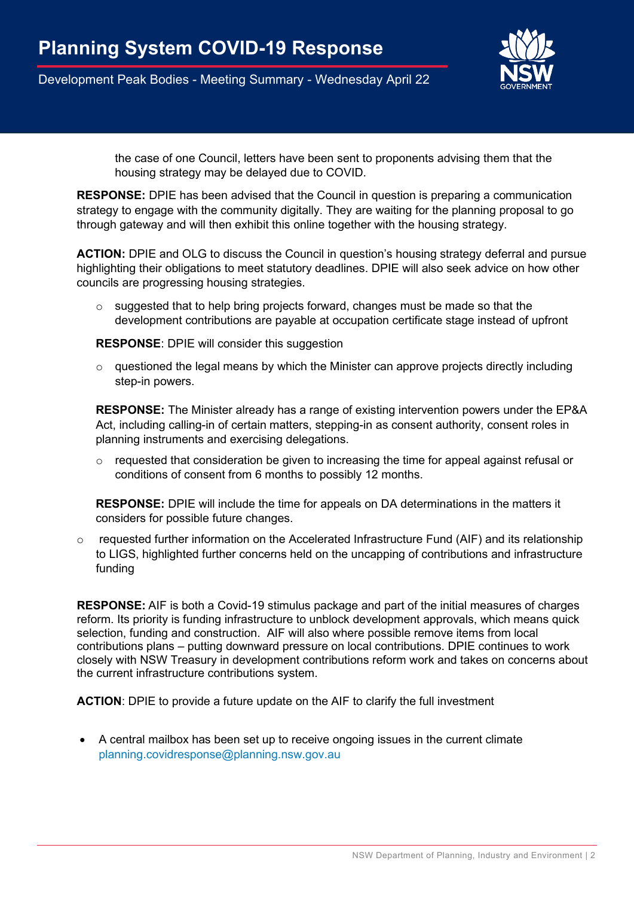the case of one Council, letters have been sent to proponents advising them that the housing strategy may be delayed due to COVID.

**RESPONSE:** DPIE has been advised that the Council in question is preparing a communication strategy to engage with the community digitally. They are waiting for the planning proposal to go through gateway and will then exhibit this online together with the housing strategy.

**ACTION:** DPIE and OLG to discuss the Council in question's housing strategy deferral and pursue highlighting their obligations to meet statutory deadlines. DPIE will also seek advice on how other councils are progressing housing strategies.

- suggested that to help bring projects forward, changes must be made so that the development contributions are payable at occupation certificate stage instead of upfront

  **RESPONSE**: DPIE will consider this suggestion

- questioned the legal means by which the Minister can approve projects directly including step-in powers.

  **RESPONSE:** The Minister already has a range of existing intervention powers under the EP&A Act, including calling-in of certain matters, stepping-in as consent authority, consent roles in planning instruments and exercising delegations.

- requested that consideration be given to increasing the time for appeal against refusal or conditions of consent from 6 months to possibly 12 months.

  **RESPONSE:** DPIE will include the time for appeals on DA determinations in the matters it considers for possible future changes.

- requested further information on the Accelerated Infrastructure Fund (AIF) and its relationship to LIGS, highlighted further concerns held on the uncapping of contributions and infrastructure funding

**RESPONSE:** AIF is both a Covid-19 stimulus package and part of the initial measures of charges reform. Its priority is funding infrastructure to unblock development approvals, which means quick selection, funding and construction. AIF will also where possible remove items from local contributions plans – putting downward pressure on local contributions. DPIE continues to work closely with NSW Treasury in development contributions reform work and takes on concerns about the current infrastructure contributions system.

**ACTION**: DPIE to provide a future update on the AIF to clarify the full investment

- A central mailbox has been set up to receive ongoing issues in the current climate planning.covidresponse@planning.nsw.gov.au